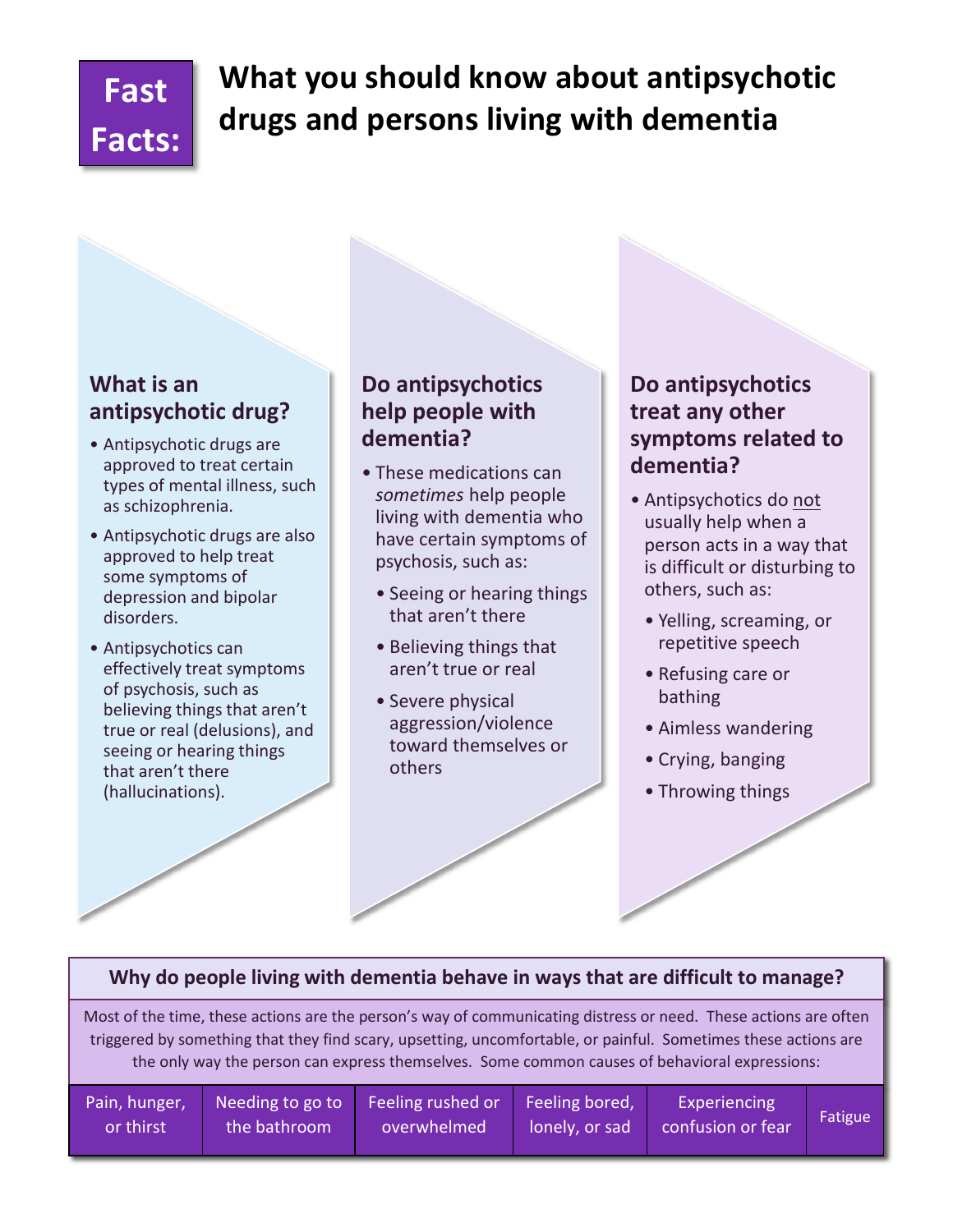# Fast Facts: What you should know about antipsychotic drugs and persons living with dementia

## What is an antipsychotic drug?

- Antipsychotic drugs are approved to treat certain types of mental illness, such as schizophrenia.
- Antipsychotic drugs are also approved to help treat some symptoms of depression and bipolar disorders.
- Antipsychotics can effectively treat symptoms of psychosis, such as believing things that aren't true or real (delusions), and seeing or hearing things that aren't there (hallucinations).

## Do antipsychotics help people with dementia?

- These medications can *sometimes* help people living with dementia who have certain symptoms of psychosis, such as:
  - Seeing or hearing things that aren't there
  - Believing things that aren't true or real
  - Severe physical aggression/violence toward themselves or others

## Do antipsychotics treat any other symptoms related to dementia?

- Antipsychotics do <u>not</u> usually help when a person acts in a way that is difficult or disturbing to others, such as:
  - Yelling, screaming, or repetitive speech
  - Refusing care or bathing
  - Aimless wandering
  - Crying, banging
  - Throwing things

## Why do people living with dementia behave in ways that are difficult to manage?

Most of the time, these actions are the person's way of communicating distress or need. These actions are often triggered by something that they find scary, upsetting, uncomfortable, or painful. Sometimes these actions are the only way the person can express themselves. Some common causes of behavioral expressions:

| | | | | | |
|---|---|---|---|---|---|
| Pain, hunger, or thirst | Needing to go to the bathroom | Feeling rushed or overwhelmed | Feeling bored, lonely, or sad | Experiencing confusion or fear | Fatigue |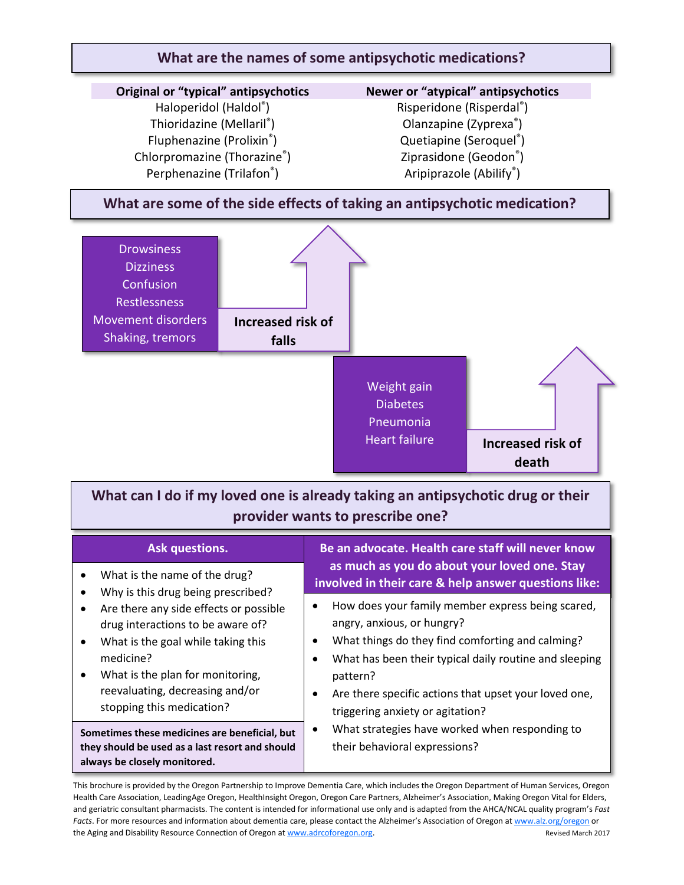## What are the names of some antipsychotic medications?

| Original or "typical" antipsychotics | Newer or "atypical" antipsychotics |
|---|---|
| Haloperidol (Haldol®) | Risperidone (Risperdal®) |
| Thioridazine (Mellaril®) | Olanzapine (Zyprexa®) |
| Fluphenazine (Prolixin®) | Quetiapine (Seroquel®) |
| Chlorpromazine (Thorazine®) | Ziprasidone (Geodon®) |
| Perphenazine (Trilafon®) | Aripiprazole (Abilify®) |

## What are some of the side effects of taking an antipsychotic medication?

Drowsiness
Dizziness
Confusion
Restlessness
Movement disorders
Shaking, tremors

**Increased risk of falls**

Weight gain
Diabetes
Pneumonia
Heart failure

**Increased risk of death**

## What can I do if my loved one is already taking an antipsychotic drug or their provider wants to prescribe one?

### Ask questions.

- What is the name of the drug?
- Why is this drug being prescribed?
- Are there any side effects or possible drug interactions to be aware of?
- What is the goal while taking this medicine?
- What is the plan for monitoring, reevaluating, decreasing and/or stopping this medication?

**Sometimes these medicines are beneficial, but they should be used as a last resort and should always be closely monitored.**

### Be an advocate. Health care staff will never know as much as you do about your loved one. Stay involved in their care & help answer questions like:

- How does your family member express being scared, angry, anxious, or hungry?
- What things do they find comforting and calming?
- What has been their typical daily routine and sleeping pattern?
- Are there specific actions that upset your loved one, triggering anxiety or agitation?
- What strategies have worked when responding to their behavioral expressions?

This brochure is provided by the Oregon Partnership to Improve Dementia Care, which includes the Oregon Department of Human Services, Oregon Health Care Association, LeadingAge Oregon, HealthInsight Oregon, Oregon Care Partners, Alzheimer's Association, Making Oregon Vital for Elders, and geriatric consultant pharmacists. The content is intended for informational use only and is adapted from the AHCA/NCAL quality program's *Fast Facts*. For more resources and information about dementia care, please contact the Alzheimer's Association of Oregon at www.alz.org/oregon or the Aging and Disability Resource Connection of Oregon at www.adrcoforegon.org.

Revised March 2017